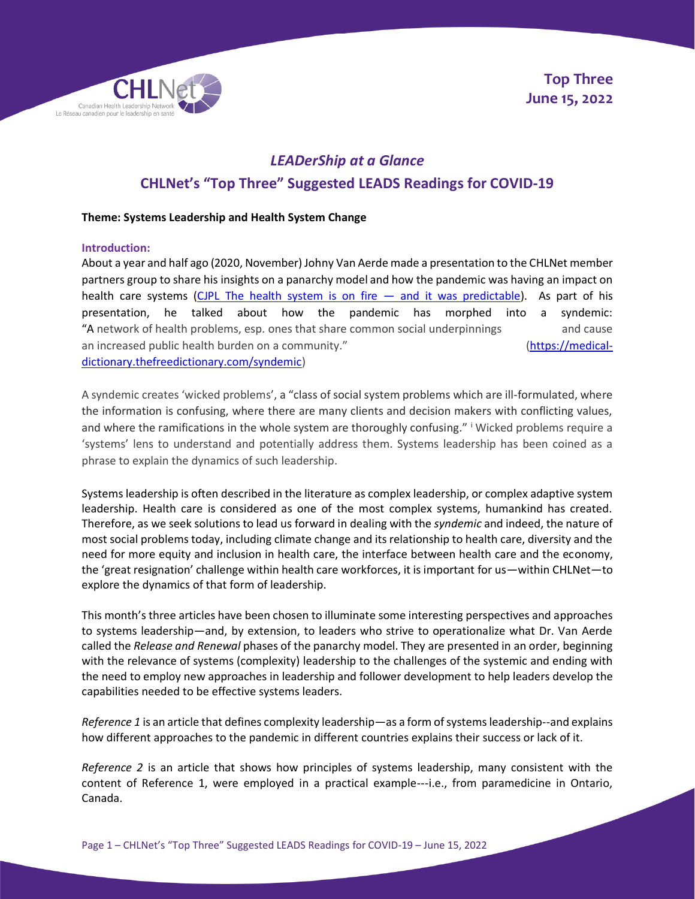**Top Three**
**June 15, 2022**

# *LEADerShip at a Glance*

## CHLNet's "Top Three" Suggested LEADS Readings for COVID-19

**Theme: Systems Leadership and Health System Change**

### Introduction:

About a year and half ago (2020, November) Johny Van Aerde made a presentation to the CHLNet member partners group to share his insights on a panarchy model and how the pandemic was having an impact on health care systems ([CJPL The health system is on fire — and it was predictable](CJPL The health system is on fire — and it was predictable)). As part of his presentation, he talked about how the pandemic has morphed into a syndemic: "A network of health problems, esp. ones that share common social underpinnings and cause an increased public health burden on a community." ([https://medical-dictionary.thefreedictionary.com/syndemic](https://medical-dictionary.thefreedictionary.com/syndemic))

A syndemic creates 'wicked problems', a "class of social system problems which are ill-formulated, where the information is confusing, where there are many clients and decision makers with conflicting values, and where the ramifications in the whole system are thoroughly confusing." [i] Wicked problems require a 'systems' lens to understand and potentially address them. Systems leadership has been coined as a phrase to explain the dynamics of such leadership.

Systems leadership is often described in the literature as complex leadership, or complex adaptive system leadership. Health care is considered as one of the most complex systems, humankind has created. Therefore, as we seek solutions to lead us forward in dealing with the *syndemic* and indeed, the nature of most social problems today, including climate change and its relationship to health care, diversity and the need for more equity and inclusion in health care, the interface between health care and the economy, the 'great resignation' challenge within health care workforces, it is important for us—within CHLNet—to explore the dynamics of that form of leadership.

This month's three articles have been chosen to illuminate some interesting perspectives and approaches to systems leadership—and, by extension, to leaders who strive to operationalize what Dr. Van Aerde called the *Release and Renewal* phases of the panarchy model. They are presented in an order, beginning with the relevance of systems (complexity) leadership to the challenges of the systemic and ending with the need to employ new approaches in leadership and follower development to help leaders develop the capabilities needed to be effective systems leaders.

*Reference 1* is an article that defines complexity leadership—as a form of systems leadership--and explains how different approaches to the pandemic in different countries explains their success or lack of it.

*Reference 2* is an article that shows how principles of systems leadership, many consistent with the content of Reference 1, were employed in a practical example---i.e., from paramedicine in Ontario, Canada.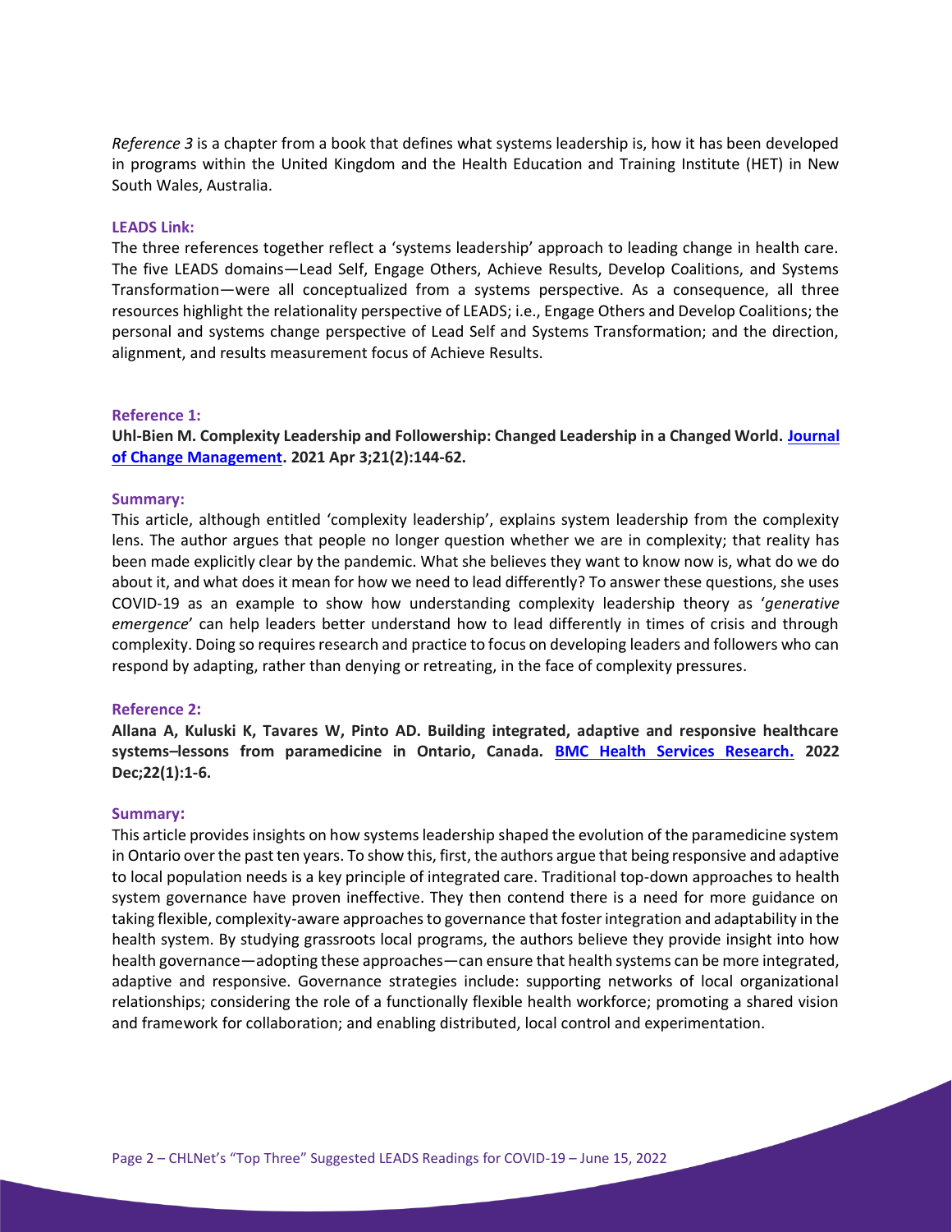*Reference 3* is a chapter from a book that defines what systems leadership is, how it has been developed in programs within the United Kingdom and the Health Education and Training Institute (HET) in New South Wales, Australia.

### LEADS Link:

The three references together reflect a 'systems leadership' approach to leading change in health care. The five LEADS domains—Lead Self, Engage Others, Achieve Results, Develop Coalitions, and Systems Transformation—were all conceptualized from a systems perspective. As a consequence, all three resources highlight the relationality perspective of LEADS; i.e., Engage Others and Develop Coalitions; the personal and systems change perspective of Lead Self and Systems Transformation; and the direction, alignment, and results measurement focus of Achieve Results.

### Reference 1:

**Uhl-Bien M. Complexity Leadership and Followership: Changed Leadership in a Changed World. Journal of Change Management. 2021 Apr 3;21(2):144-62.**

### Summary:

This article, although entitled 'complexity leadership', explains system leadership from the complexity lens. The author argues that people no longer question whether we are in complexity; that reality has been made explicitly clear by the pandemic. What she believes they want to know now is, what do we do about it, and what does it mean for how we need to lead differently? To answer these questions, she uses COVID-19 as an example to show how understanding complexity leadership theory as '*generative emergence*' can help leaders better understand how to lead differently in times of crisis and through complexity. Doing so requires research and practice to focus on developing leaders and followers who can respond by adapting, rather than denying or retreating, in the face of complexity pressures.

### Reference 2:

**Allana A, Kuluski K, Tavares W, Pinto AD. Building integrated, adaptive and responsive healthcare systems–lessons from paramedicine in Ontario, Canada. BMC Health Services Research. 2022 Dec;22(1):1-6.**

### Summary:

This article provides insights on how systems leadership shaped the evolution of the paramedicine system in Ontario over the past ten years. To show this, first, the authors argue that being responsive and adaptive to local population needs is a key principle of integrated care. Traditional top-down approaches to health system governance have proven ineffective. They then contend there is a need for more guidance on taking flexible, complexity-aware approaches to governance that foster integration and adaptability in the health system. By studying grassroots local programs, the authors believe they provide insight into how health governance—adopting these approaches—can ensure that health systems can be more integrated, adaptive and responsive. Governance strategies include: supporting networks of local organizational relationships; considering the role of a functionally flexible health workforce; promoting a shared vision and framework for collaboration; and enabling distributed, local control and experimentation.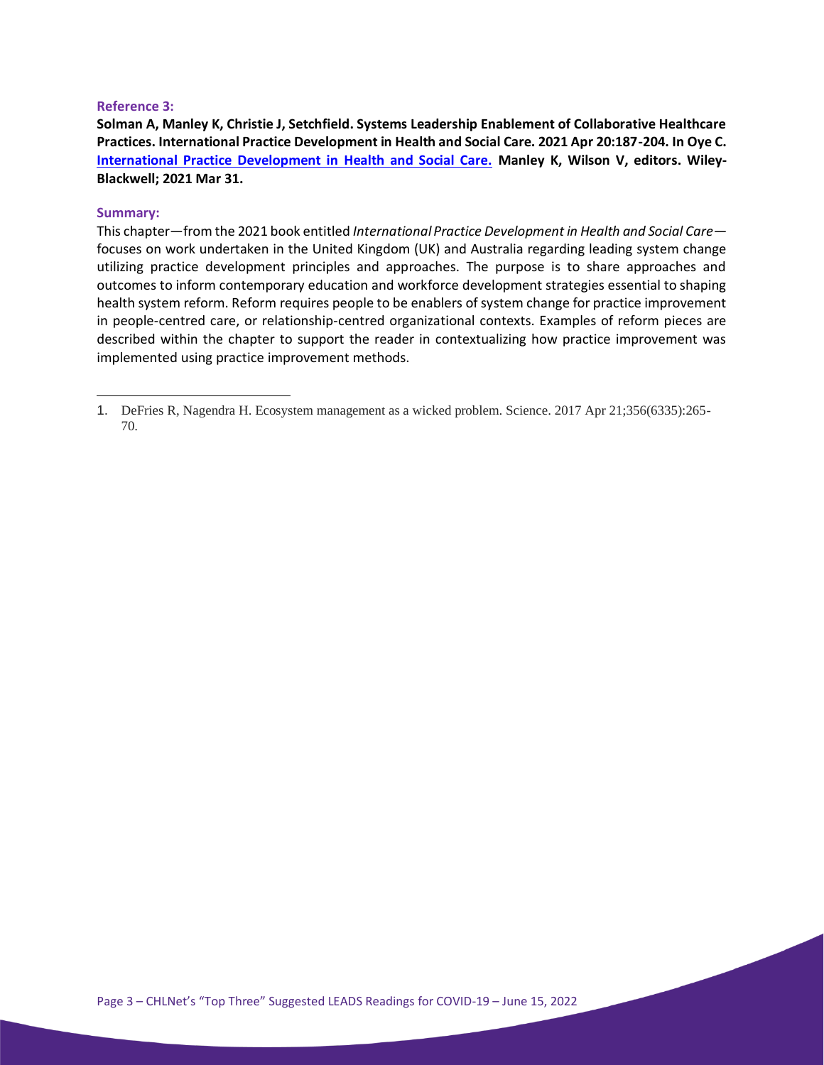**Reference 3:**

**Solman A, Manley K, Christie J, Setchfield. Systems Leadership Enablement of Collaborative Healthcare Practices. International Practice Development in Health and Social Care. 2021 Apr 20:187-204. In Oye C. International Practice Development in Health and Social Care. Manley K, Wilson V, editors. Wiley-Blackwell; 2021 Mar 31.**

**Summary:**

This chapter—from the 2021 book entitled *International Practice Development in Health and Social Care*—focuses on work undertaken in the United Kingdom (UK) and Australia regarding leading system change utilizing practice development principles and approaches. The purpose is to share approaches and outcomes to inform contemporary education and workforce development strategies essential to shaping health system reform. Reform requires people to be enablers of system change for practice improvement in people-centred care, or relationship-centred organizational contexts. Examples of reform pieces are described within the chapter to support the reader in contextualizing how practice improvement was implemented using practice improvement methods.

---

1. DeFries R, Nagendra H. Ecosystem management as a wicked problem. Science. 2017 Apr 21;356(6335):265-70.